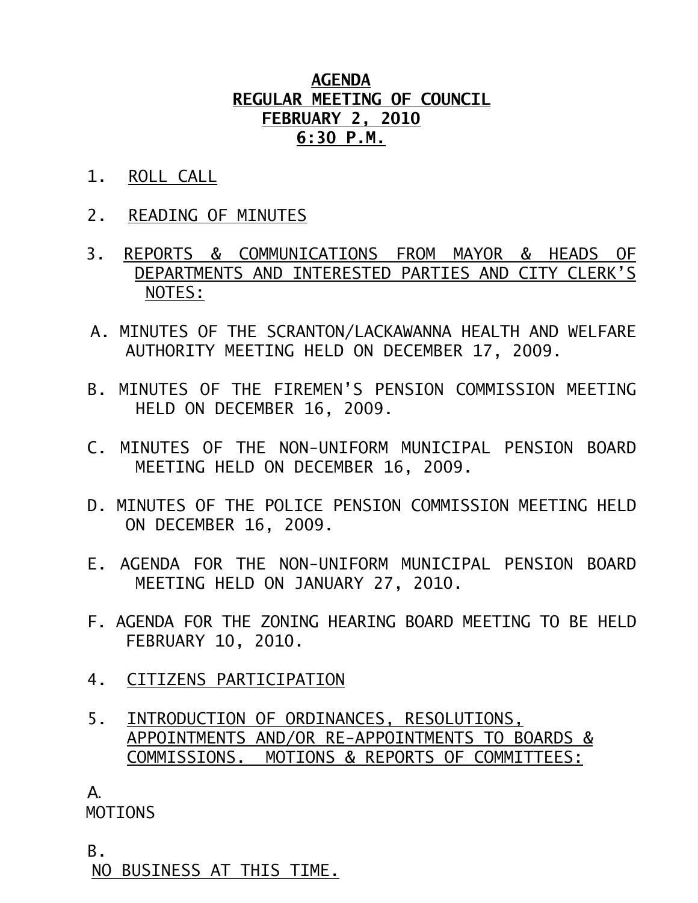# AGENDA
## REGULAR MEETING OF COUNCIL
## FEBRUARY 2, 2010
## 6:30 P.M.

1. ROLL CALL

2. READING OF MINUTES

3. REPORTS & COMMUNICATIONS FROM MAYOR & HEADS OF DEPARTMENTS AND INTERESTED PARTIES AND CITY CLERK'S NOTES:

A. MINUTES OF THE SCRANTON/LACKAWANNA HEALTH AND WELFARE AUTHORITY MEETING HELD ON DECEMBER 17, 2009.

B. MINUTES OF THE FIREMEN'S PENSION COMMISSION MEETING HELD ON DECEMBER 16, 2009.

C. MINUTES OF THE NON-UNIFORM MUNICIPAL PENSION BOARD MEETING HELD ON DECEMBER 16, 2009.

D. MINUTES OF THE POLICE PENSION COMMISSION MEETING HELD ON DECEMBER 16, 2009.

E. AGENDA FOR THE NON-UNIFORM MUNICIPAL PENSION BOARD MEETING HELD ON JANUARY 27, 2010.

F. AGENDA FOR THE ZONING HEARING BOARD MEETING TO BE HELD FEBRUARY 10, 2010.

4. CITIZENS PARTICIPATION

5. INTRODUCTION OF ORDINANCES, RESOLUTIONS, APPOINTMENTS AND/OR RE-APPOINTMENTS TO BOARDS & COMMISSIONS. MOTIONS & REPORTS OF COMMITTEES:

A.
MOTIONS

B.
NO BUSINESS AT THIS TIME.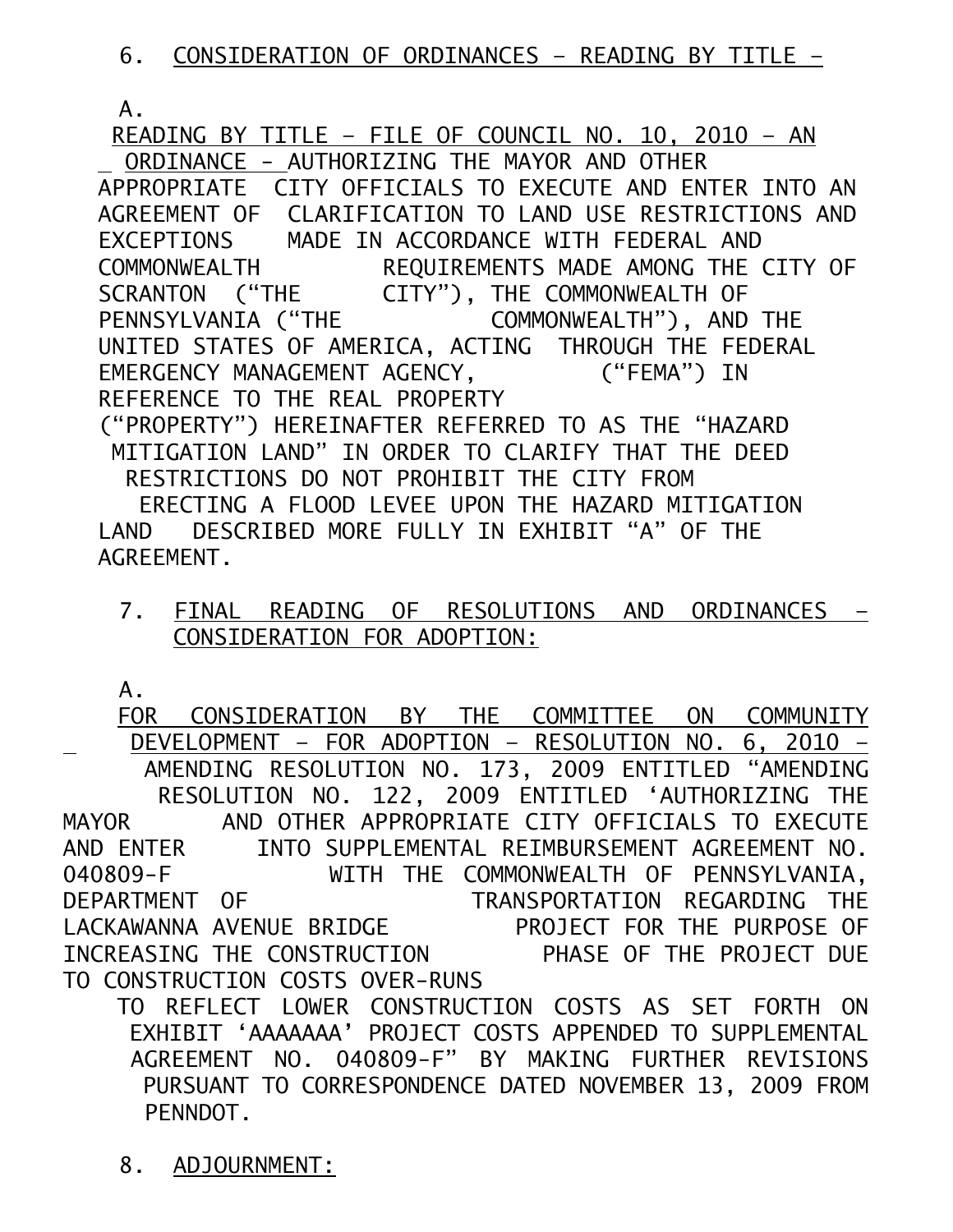6. CONSIDERATION OF ORDINANCES – READING BY TITLE –

A. READING BY TITLE – FILE OF COUNCIL NO. 10, 2010 – AN ORDINANCE - AUTHORIZING THE MAYOR AND OTHER APPROPRIATE CITY OFFICIALS TO EXECUTE AND ENTER INTO AN AGREEMENT OF CLARIFICATION TO LAND USE RESTRICTIONS AND EXCEPTIONS MADE IN ACCORDANCE WITH FEDERAL AND COMMONWEALTH REQUIREMENTS MADE AMONG THE CITY OF SCRANTON ("THE CITY"), THE COMMONWEALTH OF PENNSYLVANIA ("THE COMMONWEALTH"), AND THE UNITED STATES OF AMERICA, ACTING THROUGH THE FEDERAL EMERGENCY MANAGEMENT AGENCY, ("FEMA") IN REFERENCE TO THE REAL PROPERTY ("PROPERTY") HEREINAFTER REFERRED TO AS THE "HAZARD MITIGATION LAND" IN ORDER TO CLARIFY THAT THE DEED RESTRICTIONS DO NOT PROHIBIT THE CITY FROM ERECTING A FLOOD LEVEE UPON THE HAZARD MITIGATION LAND DESCRIBED MORE FULLY IN EXHIBIT "A" OF THE AGREEMENT.

7. FINAL READING OF RESOLUTIONS AND ORDINANCES – CONSIDERATION FOR ADOPTION:

A. FOR CONSIDERATION BY THE COMMITTEE ON COMMUNITY DEVELOPMENT – FOR ADOPTION – RESOLUTION NO. 6, 2010 – AMENDING RESOLUTION NO. 173, 2009 ENTITLED "AMENDING RESOLUTION NO. 122, 2009 ENTITLED 'AUTHORIZING THE MAYOR AND OTHER APPROPRIATE CITY OFFICIALS TO EXECUTE AND ENTER INTO SUPPLEMENTAL REIMBURSEMENT AGREEMENT NO. 040809-F WITH THE COMMONWEALTH OF PENNSYLVANIA, DEPARTMENT OF TRANSPORTATION REGARDING THE LACKAWANNA AVENUE BRIDGE PROJECT FOR THE PURPOSE OF INCREASING THE CONSTRUCTION PHASE OF THE PROJECT DUE TO CONSTRUCTION COSTS OVER-RUNS TO REFLECT LOWER CONSTRUCTION COSTS AS SET FORTH ON EXHIBIT 'AAAAAAA' PROJECT COSTS APPENDED TO SUPPLEMENTAL AGREEMENT NO. 040809-F" BY MAKING FURTHER REVISIONS PURSUANT TO CORRESPONDENCE DATED NOVEMBER 13, 2009 FROM PENNDOT.

8. ADJOURNMENT: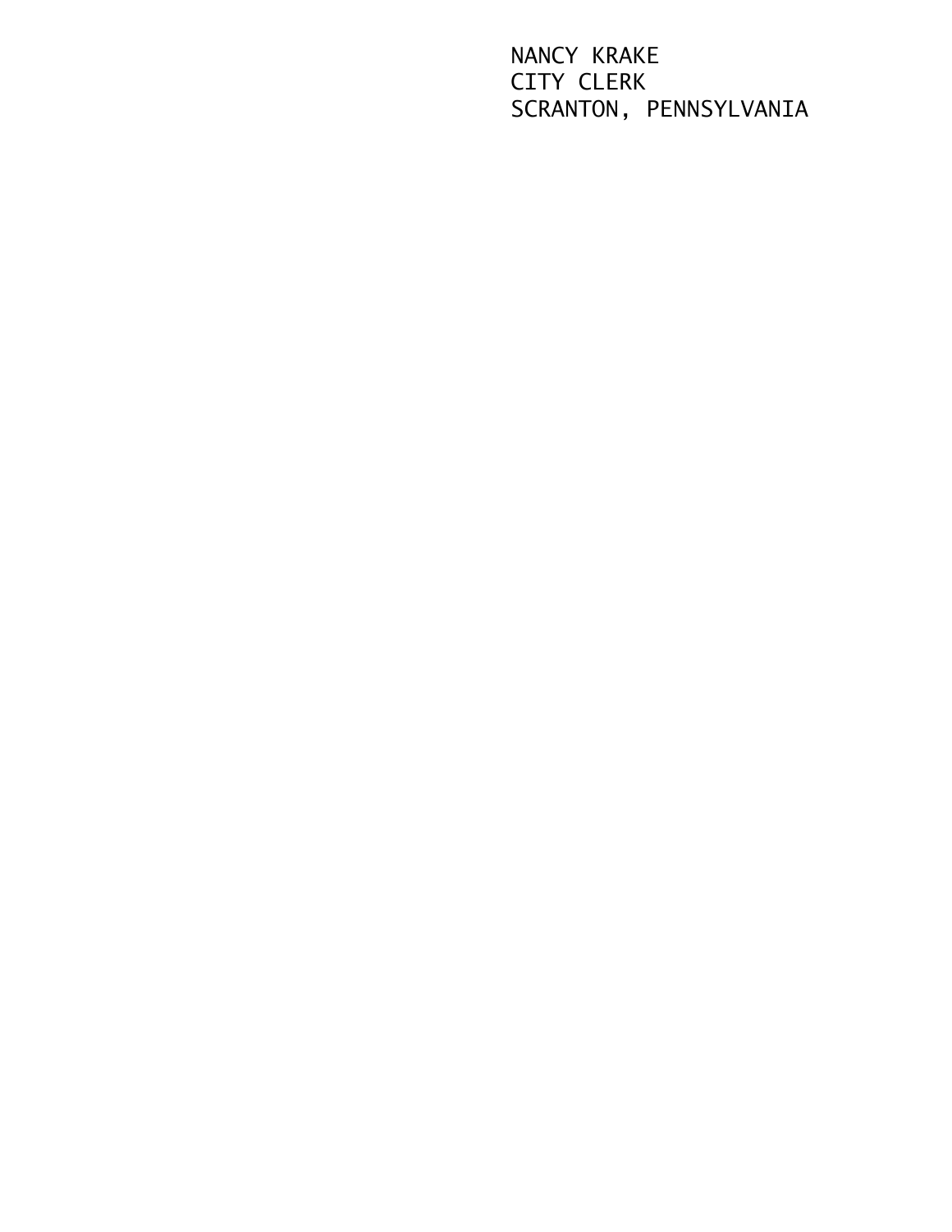NANCY KRAKE
CITY CLERK
SCRANTON, PENNSYLVANIA